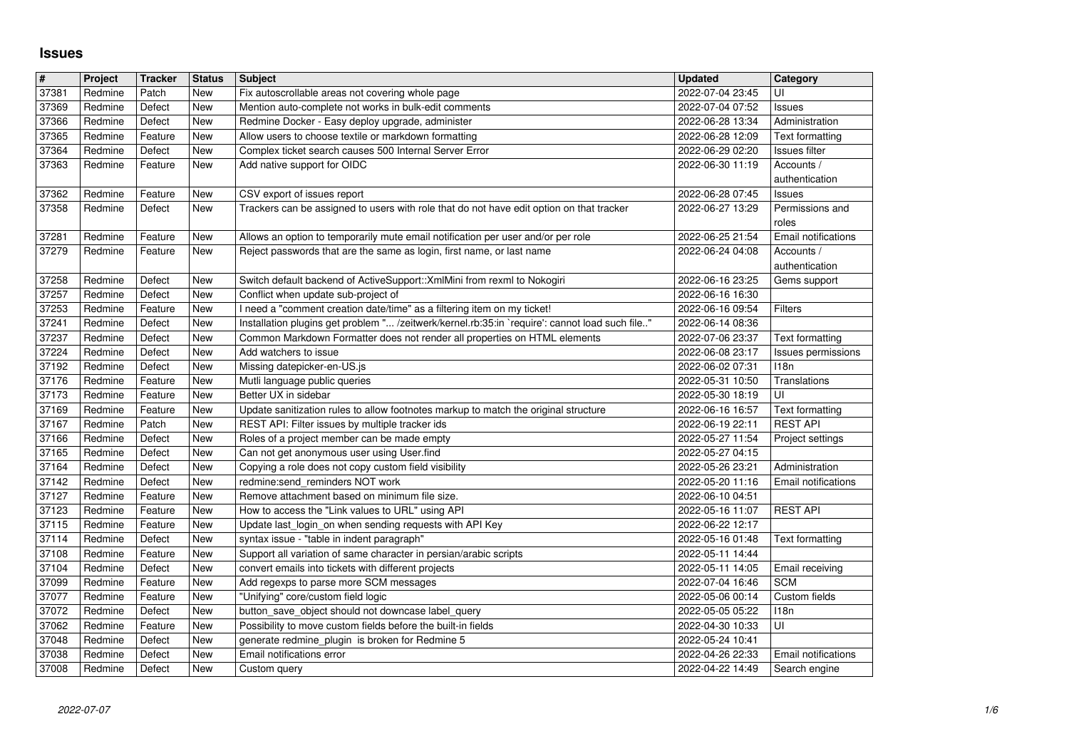# Issues

| # | Project | Tracker | Status | Subject | Updated | Category |
|---|---|---|---|---|---|---|
| 37381 | Redmine | Patch | New | Fix autoscrollable areas not covering whole page | 2022-07-04 23:45 | UI |
| 37369 | Redmine | Defect | New | Mention auto-complete not works in bulk-edit comments | 2022-07-04 07:52 | Issues |
| 37366 | Redmine | Defect | New | Redmine Docker - Easy deploy upgrade, administer | 2022-06-28 13:34 | Administration |
| 37365 | Redmine | Feature | New | Allow users to choose textile or markdown formatting | 2022-06-28 12:09 | Text formatting |
| 37364 | Redmine | Defect | New | Complex ticket search causes 500 Internal Server Error | 2022-06-29 02:20 | Issues filter |
| 37363 | Redmine | Feature | New | Add native support for OIDC | 2022-06-30 11:19 | Accounts / authentication |
| 37362 | Redmine | Feature | New | CSV export of issues report | 2022-06-28 07:45 | Issues |
| 37358 | Redmine | Defect | New | Trackers can be assigned to users with role that do not have edit option on that tracker | 2022-06-27 13:29 | Permissions and roles |
| 37281 | Redmine | Feature | New | Allows an option to temporarily mute email notification per user and/or per role | 2022-06-25 21:54 | Email notifications |
| 37279 | Redmine | Feature | New | Reject passwords that are the same as login, first name, or last name | 2022-06-24 04:08 | Accounts / authentication |
| 37258 | Redmine | Defect | New | Switch default backend of ActiveSupport::XmlMini from rexml to Nokogiri | 2022-06-16 23:25 | Gems support |
| 37257 | Redmine | Defect | New | Conflict when update sub-project of | 2022-06-16 16:30 | |
| 37253 | Redmine | Feature | New | I need a "comment creation date/time" as a filtering item on my ticket! | 2022-06-16 09:54 | Filters |
| 37241 | Redmine | Defect | New | Installation plugins get problem "... /zeitwerk/kernel.rb:35:in `require': cannot load such file.." | 2022-06-14 08:36 | |
| 37237 | Redmine | Defect | New | Common Markdown Formatter does not render all properties on HTML elements | 2022-07-06 23:37 | Text formatting |
| 37224 | Redmine | Defect | New | Add watchers to issue | 2022-06-08 23:17 | Issues permissions |
| 37192 | Redmine | Defect | New | Missing datepicker-en-US.js | 2022-06-02 07:31 | I18n |
| 37176 | Redmine | Feature | New | Mutli language public queries | 2022-05-31 10:50 | Translations |
| 37173 | Redmine | Feature | New | Better UX in sidebar | 2022-05-30 18:19 | UI |
| 37169 | Redmine | Feature | New | Update sanitization rules to allow footnotes markup to match the original structure | 2022-06-16 16:57 | Text formatting |
| 37167 | Redmine | Patch | New | REST API: Filter issues by multiple tracker ids | 2022-06-19 22:11 | REST API |
| 37166 | Redmine | Defect | New | Roles of a project member can be made empty | 2022-05-27 11:54 | Project settings |
| 37165 | Redmine | Defect | New | Can not get anonymous user using User.find | 2022-05-27 04:15 | |
| 37164 | Redmine | Defect | New | Copying a role does not copy custom field visibility | 2022-05-26 23:21 | Administration |
| 37142 | Redmine | Defect | New | redmine:send_reminders NOT work | 2022-05-20 11:16 | Email notifications |
| 37127 | Redmine | Feature | New | Remove attachment based on minimum file size. | 2022-06-10 04:51 | |
| 37123 | Redmine | Feature | New | How to access the "Link values to URL" using API | 2022-05-16 11:07 | REST API |
| 37115 | Redmine | Feature | New | Update last_login_on when sending requests with API Key | 2022-06-22 12:17 | |
| 37114 | Redmine | Defect | New | syntax issue - "table in indent paragraph" | 2022-05-16 01:48 | Text formatting |
| 37108 | Redmine | Feature | New | Support all variation of same character in persian/arabic scripts | 2022-05-11 14:44 | |
| 37104 | Redmine | Defect | New | convert emails into tickets with different projects | 2022-05-11 14:05 | Email receiving |
| 37099 | Redmine | Feature | New | Add regexps to parse more SCM messages | 2022-07-04 16:46 | SCM |
| 37077 | Redmine | Feature | New | "Unifying" core/custom field logic | 2022-05-06 00:14 | Custom fields |
| 37072 | Redmine | Defect | New | button_save_object should not downcase label_query | 2022-05-05 05:22 | I18n |
| 37062 | Redmine | Feature | New | Possibility to move custom fields before the built-in fields | 2022-04-30 10:33 | UI |
| 37048 | Redmine | Defect | New | generate redmine_plugin is broken for Redmine 5 | 2022-05-24 10:41 | |
| 37038 | Redmine | Defect | New | Email notifications error | 2022-04-26 22:33 | Email notifications |
| 37008 | Redmine | Defect | New | Custom query | 2022-04-22 14:49 | Search engine |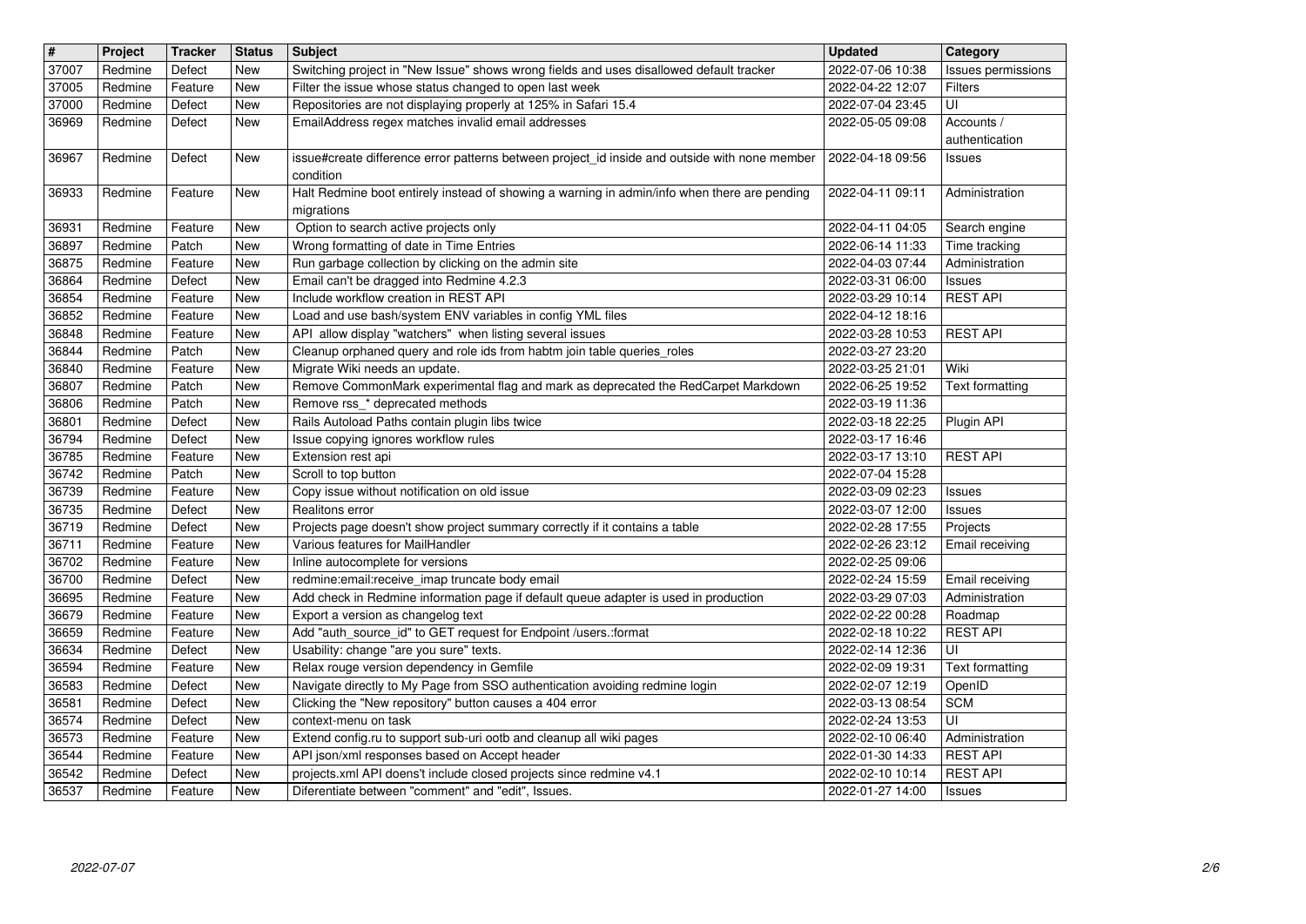| # | Project | Tracker | Status | Subject | Updated | Category |
|---|---|---|---|---|---|---|
| 37007 | Redmine | Defect | New | Switching project in "New Issue" shows wrong fields and uses disallowed default tracker | 2022-07-06 10:38 | Issues permissions |
| 37005 | Redmine | Feature | New | Filter the issue whose status changed to open last week | 2022-04-22 12:07 | Filters |
| 37000 | Redmine | Defect | New | Repositories are not displaying properly at 125% in Safari 15.4 | 2022-07-04 23:45 | UI |
| 36969 | Redmine | Defect | New | EmailAddress regex matches invalid email addresses | 2022-05-05 09:08 | Accounts / authentication |
| 36967 | Redmine | Defect | New | issue#create difference error patterns between project_id inside and outside with none member condition | 2022-04-18 09:56 | Issues |
| 36933 | Redmine | Feature | New | Halt Redmine boot entirely instead of showing a warning in admin/info when there are pending migrations | 2022-04-11 09:11 | Administration |
| 36931 | Redmine | Feature | New | Option to search active projects only | 2022-04-11 04:05 | Search engine |
| 36897 | Redmine | Patch | New | Wrong formatting of date in Time Entries | 2022-06-14 11:33 | Time tracking |
| 36875 | Redmine | Feature | New | Run garbage collection by clicking on the admin site | 2022-04-03 07:44 | Administration |
| 36864 | Redmine | Defect | New | Email can't be dragged into Redmine 4.2.3 | 2022-03-31 06:00 | Issues |
| 36854 | Redmine | Feature | New | Include workflow creation in REST API | 2022-03-29 10:14 | REST API |
| 36852 | Redmine | Feature | New | Load and use bash/system ENV variables in config YML files | 2022-04-12 18:16 | |
| 36848 | Redmine | Feature | New | API allow display "watchers" when listing several issues | 2022-03-28 10:53 | REST API |
| 36844 | Redmine | Patch | New | Cleanup orphaned query and role ids from habtm join table queries_roles | 2022-03-27 23:20 | |
| 36840 | Redmine | Feature | New | Migrate Wiki needs an update. | 2022-03-25 21:01 | Wiki |
| 36807 | Redmine | Patch | New | Remove CommonMark experimental flag and mark as deprecated the RedCarpet Markdown | 2022-06-25 19:52 | Text formatting |
| 36806 | Redmine | Patch | New | Remove rss_* deprecated methods | 2022-03-19 11:36 | |
| 36801 | Redmine | Defect | New | Rails Autoload Paths contain plugin libs twice | 2022-03-18 22:25 | Plugin API |
| 36794 | Redmine | Defect | New | Issue copying ignores workflow rules | 2022-03-17 16:46 | |
| 36785 | Redmine | Feature | New | Extension rest api | 2022-03-17 13:10 | REST API |
| 36742 | Redmine | Patch | New | Scroll to top button | 2022-07-04 15:28 | |
| 36739 | Redmine | Feature | New | Copy issue without notification on old issue | 2022-03-09 02:23 | Issues |
| 36735 | Redmine | Defect | New | Realitons error | 2022-03-07 12:00 | Issues |
| 36719 | Redmine | Defect | New | Projects page doesn't show project summary correctly if it contains a table | 2022-02-28 17:55 | Projects |
| 36711 | Redmine | Feature | New | Various features for MailHandler | 2022-02-26 23:12 | Email receiving |
| 36702 | Redmine | Feature | New | Inline autocomplete for versions | 2022-02-25 09:06 | |
| 36700 | Redmine | Defect | New | redmine:email:receive_imap truncate body email | 2022-02-24 15:59 | Email receiving |
| 36695 | Redmine | Feature | New | Add check in Redmine information page if default queue adapter is used in production | 2022-03-29 07:03 | Administration |
| 36679 | Redmine | Feature | New | Export a version as changelog text | 2022-02-22 00:28 | Roadmap |
| 36659 | Redmine | Feature | New | Add "auth_source_id" to GET request for Endpoint /users.:format | 2022-02-18 10:22 | REST API |
| 36634 | Redmine | Defect | New | Usability: change "are you sure" texts. | 2022-02-14 12:36 | UI |
| 36594 | Redmine | Feature | New | Relax rouge version dependency in Gemfile | 2022-02-09 19:31 | Text formatting |
| 36583 | Redmine | Defect | New | Navigate directly to My Page from SSO authentication avoiding redmine login | 2022-02-07 12:19 | OpenID |
| 36581 | Redmine | Defect | New | Clicking the "New repository" button causes a 404 error | 2022-03-13 08:54 | SCM |
| 36574 | Redmine | Defect | New | context-menu on task | 2022-02-24 13:53 | UI |
| 36573 | Redmine | Feature | New | Extend config.ru to support sub-uri ootb and cleanup all wiki pages | 2022-02-10 06:40 | Administration |
| 36544 | Redmine | Feature | New | API json/xml responses based on Accept header | 2022-01-30 14:33 | REST API |
| 36542 | Redmine | Defect | New | projects.xml API doens't include closed projects since redmine v4.1 | 2022-02-10 10:14 | REST API |
| 36537 | Redmine | Feature | New | Diferentiate between "comment" and "edit", Issues. | 2022-01-27 14:00 | Issues |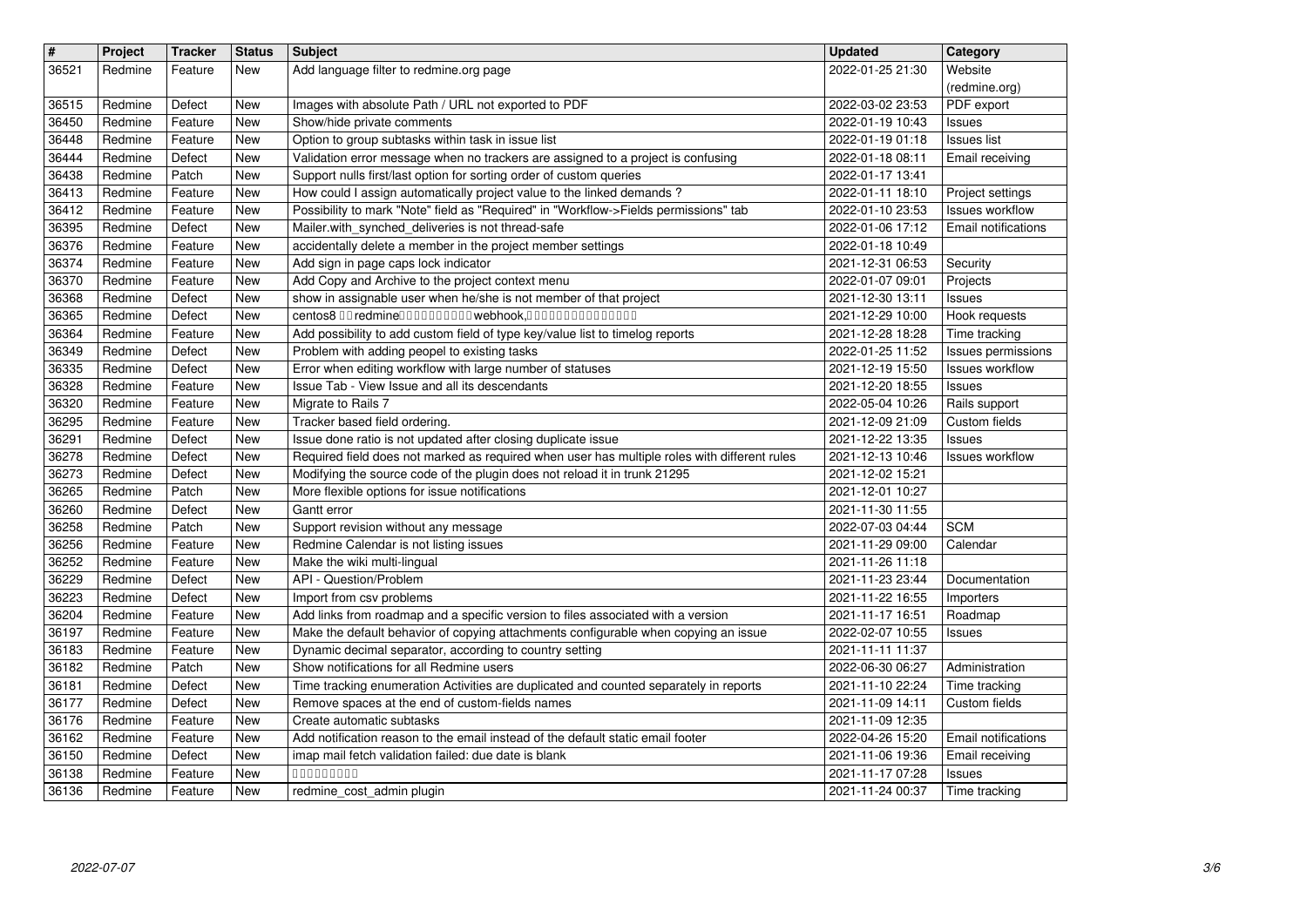| # | Project | Tracker | Status | Subject | Updated | Category |
|---|---|---|---|---|---|---|
| 36521 | Redmine | Feature | New | Add language filter to redmine.org page | 2022-01-25 21:30 | Website (redmine.org) |
| 36515 | Redmine | Defect | New | Images with absolute Path / URL not exported to PDF | 2022-03-02 23:53 | PDF export |
| 36450 | Redmine | Feature | New | Show/hide private comments | 2022-01-19 10:43 | Issues |
| 36448 | Redmine | Feature | New | Option to group subtasks within task in issue list | 2022-01-19 01:18 | Issues list |
| 36444 | Redmine | Defect | New | Validation error message when no trackers are assigned to a project is confusing | 2022-01-18 08:11 | Email receiving |
| 36438 | Redmine | Patch | New | Support nulls first/last option for sorting order of custom queries | 2022-01-17 13:41 | |
| 36413 | Redmine | Feature | New | How could I assign automatically project value to the linked demands ? | 2022-01-11 18:10 | Project settings |
| 36412 | Redmine | Feature | New | Possibility to mark "Note" field as "Required" in "Workflow->Fields permissions" tab | 2022-01-10 23:53 | Issues workflow |
| 36395 | Redmine | Defect | New | Mailer.with_synched_deliveries is not thread-safe | 2022-01-06 17:12 | Email notifications |
| 36376 | Redmine | Feature | New | accidentally delete a member in the project member settings | 2022-01-18 10:49 | |
| 36374 | Redmine | Feature | New | Add sign in page caps lock indicator | 2021-12-31 06:53 | Security |
| 36370 | Redmine | Feature | New | Add Copy and Archive to the project context menu | 2022-01-07 09:01 | Projects |
| 36368 | Redmine | Defect | New | show in assignable user when he/she is not member of that project | 2021-12-30 13:11 | Issues |
| 36365 | Redmine | Defect | New | centos8 □□redmine□□□□□□□□□□webhook,□□□□□□□□□□□□□□ | 2021-12-29 10:00 | Hook requests |
| 36364 | Redmine | Feature | New | Add possibility to add custom field of type key/value list to timelog reports | 2021-12-28 18:28 | Time tracking |
| 36349 | Redmine | Defect | New | Problem with adding peopel to existing tasks | 2022-01-25 11:52 | Issues permissions |
| 36335 | Redmine | Defect | New | Error when editing workflow with large number of statuses | 2021-12-19 15:50 | Issues workflow |
| 36328 | Redmine | Feature | New | Issue Tab - View Issue and all its descendants | 2021-12-20 18:55 | Issues |
| 36320 | Redmine | Feature | New | Migrate to Rails 7 | 2022-05-04 10:26 | Rails support |
| 36295 | Redmine | Feature | New | Tracker based field ordering. | 2021-12-09 21:09 | Custom fields |
| 36291 | Redmine | Defect | New | Issue done ratio is not updated after closing duplicate issue | 2021-12-22 13:35 | Issues |
| 36278 | Redmine | Defect | New | Required field does not marked as required when user has multiple roles with different rules | 2021-12-13 10:46 | Issues workflow |
| 36273 | Redmine | Defect | New | Modifying the source code of the plugin does not reload it in trunk 21295 | 2021-12-02 15:21 | |
| 36265 | Redmine | Patch | New | More flexible options for issue notifications | 2021-12-01 10:27 | |
| 36260 | Redmine | Defect | New | Gantt error | 2021-11-30 11:55 | |
| 36258 | Redmine | Patch | New | Support revision without any message | 2022-07-03 04:44 | SCM |
| 36256 | Redmine | Feature | New | Redmine Calendar is not listing issues | 2021-11-29 09:00 | Calendar |
| 36252 | Redmine | Feature | New | Make the wiki multi-lingual | 2021-11-26 11:18 | |
| 36229 | Redmine | Defect | New | API - Question/Problem | 2021-11-23 23:44 | Documentation |
| 36223 | Redmine | Defect | New | Import from csv problems | 2021-11-22 16:55 | Importers |
| 36204 | Redmine | Feature | New | Add links from roadmap and a specific version to files associated with a version | 2021-11-17 16:51 | Roadmap |
| 36197 | Redmine | Feature | New | Make the default behavior of copying attachments configurable when copying an issue | 2022-02-07 10:55 | Issues |
| 36183 | Redmine | Feature | New | Dynamic decimal separator, according to country setting | 2021-11-11 11:37 | |
| 36182 | Redmine | Patch | New | Show notifications for all Redmine users | 2022-06-30 06:27 | Administration |
| 36181 | Redmine | Defect | New | Time tracking enumeration Activities are duplicated and counted separately in reports | 2021-11-10 22:24 | Time tracking |
| 36177 | Redmine | Defect | New | Remove spaces at the end of custom-fields names | 2021-11-09 14:11 | Custom fields |
| 36176 | Redmine | Feature | New | Create automatic subtasks | 2021-11-09 12:35 | |
| 36162 | Redmine | Feature | New | Add notification reason to the email instead of the default static email footer | 2022-04-26 15:20 | Email notifications |
| 36150 | Redmine | Defect | New | imap mail fetch validation failed: due date is blank | 2021-11-06 19:36 | Email receiving |
| 36138 | Redmine | Feature | New | □□□□□□□□□ | 2021-11-17 07:28 | Issues |
| 36136 | Redmine | Feature | New | redmine_cost_admin plugin | 2021-11-24 00:37 | Time tracking |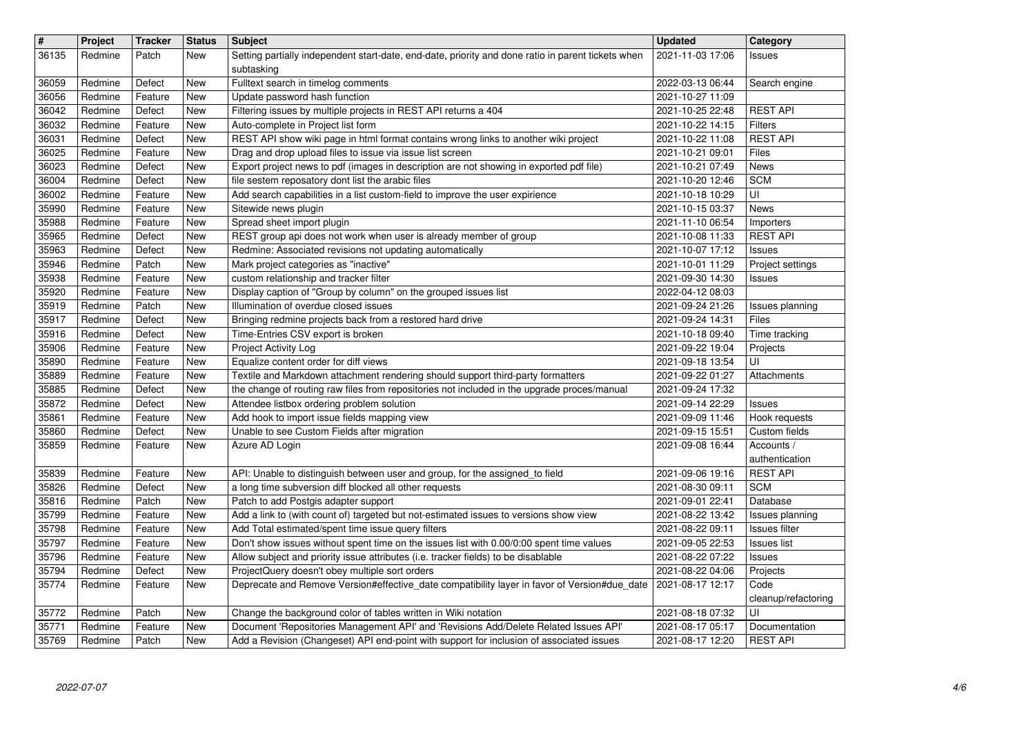| # | Project | Tracker | Status | Subject | Updated | Category |
|---|---|---|---|---|---|---|
| 36135 | Redmine | Patch | New | Setting partially independent start-date, end-date, priority and done ratio in parent tickets when subtasking | 2021-11-03 17:06 | Issues |
| 36059 | Redmine | Defect | New | Fulltext search in timelog comments | 2022-03-13 06:44 | Search engine |
| 36056 | Redmine | Feature | New | Update password hash function | 2021-10-27 11:09 | |
| 36042 | Redmine | Defect | New | Filtering issues by multiple projects in REST API returns a 404 | 2021-10-25 22:48 | REST API |
| 36032 | Redmine | Feature | New | Auto-complete in Project list form | 2021-10-22 14:15 | Filters |
| 36031 | Redmine | Defect | New | REST API show wiki page in html format contains wrong links to another wiki project | 2021-10-22 11:08 | REST API |
| 36025 | Redmine | Feature | New | Drag and drop upload files to issue via issue list screen | 2021-10-21 09:01 | Files |
| 36023 | Redmine | Defect | New | Export project news to pdf (images in description are not showing in exported pdf file) | 2021-10-21 07:49 | News |
| 36004 | Redmine | Defect | New | file sestem reposatory dont list the arabic files | 2021-10-20 12:46 | SCM |
| 36002 | Redmine | Feature | New | Add search capabilities in a list custom-field to improve the user expirience | 2021-10-18 10:29 | UI |
| 35990 | Redmine | Feature | New | Sitewide news plugin | 2021-10-15 03:37 | News |
| 35988 | Redmine | Feature | New | Spread sheet import plugin | 2021-11-10 06:54 | Importers |
| 35965 | Redmine | Defect | New | REST group api does not work when user is already member of group | 2021-10-08 11:33 | REST API |
| 35963 | Redmine | Defect | New | Redmine: Associated revisions not updating automatically | 2021-10-07 17:12 | Issues |
| 35946 | Redmine | Patch | New | Mark project categories as "inactive" | 2021-10-01 11:29 | Project settings |
| 35938 | Redmine | Feature | New | custom relationship and tracker filter | 2021-09-30 14:30 | Issues |
| 35920 | Redmine | Feature | New | Display caption of "Group by column" on the grouped issues list | 2022-04-12 08:03 | |
| 35919 | Redmine | Patch | New | Illumination of overdue closed issues | 2021-09-24 21:26 | Issues planning |
| 35917 | Redmine | Defect | New | Bringing redmine projects back from a restored hard drive | 2021-09-24 14:31 | Files |
| 35916 | Redmine | Defect | New | Time-Entries CSV export is broken | 2021-10-18 09:40 | Time tracking |
| 35906 | Redmine | Feature | New | Project Activity Log | 2021-09-22 19:04 | Projects |
| 35890 | Redmine | Feature | New | Equalize content order for diff views | 2021-09-18 13:54 | UI |
| 35889 | Redmine | Feature | New | Textile and Markdown attachment rendering should support third-party formatters | 2021-09-22 01:27 | Attachments |
| 35885 | Redmine | Defect | New | the change of routing raw files from repositories not included in the upgrade proces/manual | 2021-09-24 17:32 | |
| 35872 | Redmine | Defect | New | Attendee listbox ordering problem solution | 2021-09-14 22:29 | Issues |
| 35861 | Redmine | Feature | New | Add hook to import issue fields mapping view | 2021-09-09 11:46 | Hook requests |
| 35860 | Redmine | Defect | New | Unable to see Custom Fields after migration | 2021-09-15 15:51 | Custom fields |
| 35859 | Redmine | Feature | New | Azure AD Login | 2021-09-08 16:44 | Accounts / authentication |
| 35839 | Redmine | Feature | New | API: Unable to distinguish between user and group, for the assigned_to field | 2021-09-06 19:16 | REST API |
| 35826 | Redmine | Defect | New | a long time subversion diff blocked all other requests | 2021-08-30 09:11 | SCM |
| 35816 | Redmine | Patch | New | Patch to add Postgis adapter support | 2021-09-01 22:41 | Database |
| 35799 | Redmine | Feature | New | Add a link to (with count of) targeted but not-estimated issues to versions show view | 2021-08-22 13:42 | Issues planning |
| 35798 | Redmine | Feature | New | Add Total estimated/spent time issue query filters | 2021-08-22 09:11 | Issues filter |
| 35797 | Redmine | Feature | New | Don't show issues without spent time on the issues list with 0.00/0:00 spent time values | 2021-09-05 22:53 | Issues list |
| 35796 | Redmine | Feature | New | Allow subject and priority issue attributes (i.e. tracker fields) to be disablable | 2021-08-22 07:22 | Issues |
| 35794 | Redmine | Defect | New | ProjectQuery doesn't obey multiple sort orders | 2021-08-22 04:06 | Projects |
| 35774 | Redmine | Feature | New | Deprecate and Remove Version#effective_date compatibility layer in favor of Version#due_date | 2021-08-17 12:17 | Code cleanup/refactoring |
| 35772 | Redmine | Patch | New | Change the background color of tables written in Wiki notation | 2021-08-18 07:32 | UI |
| 35771 | Redmine | Feature | New | Document 'Repositories Management API' and 'Revisions Add/Delete Related Issues API' | 2021-08-17 05:17 | Documentation |
| 35769 | Redmine | Patch | New | Add a Revision (Changeset) API end-point with support for inclusion of associated issues | 2021-08-17 12:20 | REST API |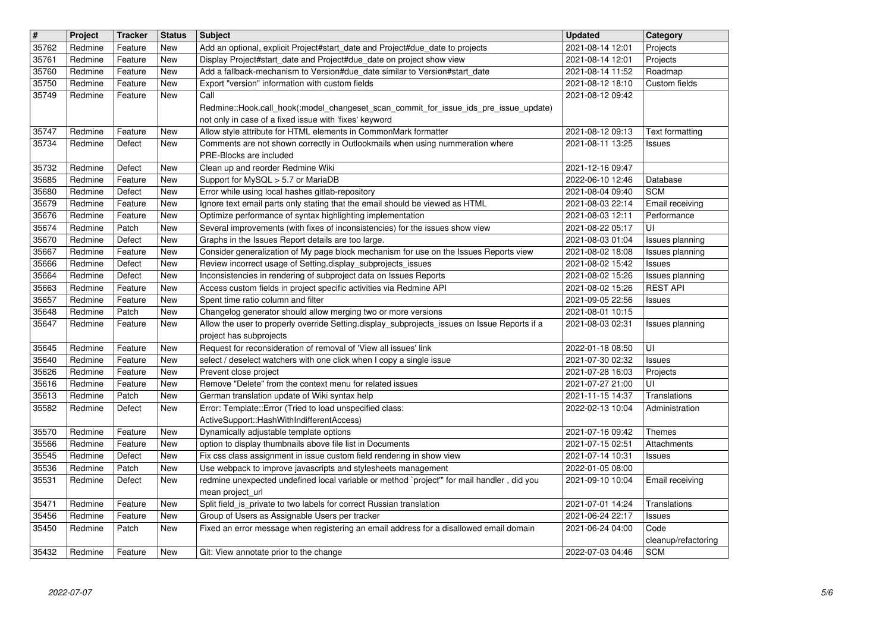| # | Project | Tracker | Status | Subject | Updated | Category |
|---|---|---|---|---|---|---|
| 35762 | Redmine | Feature | New | Add an optional, explicit Project#start_date and Project#due_date to projects | 2021-08-14 12:01 | Projects |
| 35761 | Redmine | Feature | New | Display Project#start_date and Project#due_date on project show view | 2021-08-14 12:01 | Projects |
| 35760 | Redmine | Feature | New | Add a fallback-mechanism to Version#due_date similar to Version#start_date | 2021-08-14 11:52 | Roadmap |
| 35750 | Redmine | Feature | New | Export "version" information with custom fields | 2021-08-12 18:10 | Custom fields |
| 35749 | Redmine | Feature | New | Call Redmine::Hook.call_hook(:model_changeset_scan_commit_for_issue_ids_pre_issue_update) not only in case of a fixed issue with 'fixes' keyword | 2021-08-12 09:42 | |
| 35747 | Redmine | Feature | New | Allow style attribute for HTML elements in CommonMark formatter | 2021-08-12 09:13 | Text formatting |
| 35734 | Redmine | Defect | New | Comments are not shown correctly in Outlookmails when using nummeration where PRE-Blocks are included | 2021-08-11 13:25 | Issues |
| 35732 | Redmine | Defect | New | Clean up and reorder Redmine Wiki | 2021-12-16 09:47 | |
| 35685 | Redmine | Feature | New | Support for MySQL > 5.7 or MariaDB | 2022-06-10 12:46 | Database |
| 35680 | Redmine | Defect | New | Error while using local hashes gitlab-repository | 2021-08-04 09:40 | SCM |
| 35679 | Redmine | Feature | New | Ignore text email parts only stating that the email should be viewed as HTML | 2021-08-03 22:14 | Email receiving |
| 35676 | Redmine | Feature | New | Optimize performance of syntax highlighting implementation | 2021-08-03 12:11 | Performance |
| 35674 | Redmine | Patch | New | Several improvements (with fixes of inconsistencies) for the issues show view | 2021-08-22 05:17 | UI |
| 35670 | Redmine | Defect | New | Graphs in the Issues Report details are too large. | 2021-08-03 01:04 | Issues planning |
| 35667 | Redmine | Feature | New | Consider generalization of My page block mechanism for use on the Issues Reports view | 2021-08-02 18:08 | Issues planning |
| 35666 | Redmine | Defect | New | Review incorrect usage of Setting.display_subprojects_issues | 2021-08-02 15:42 | Issues |
| 35664 | Redmine | Defect | New | Inconsistencies in rendering of subproject data on Issues Reports | 2021-08-02 15:26 | Issues planning |
| 35663 | Redmine | Feature | New | Access custom fields in project specific activities via Redmine API | 2021-08-02 15:26 | REST API |
| 35657 | Redmine | Feature | New | Spent time ratio column and filter | 2021-09-05 22:56 | Issues |
| 35648 | Redmine | Patch | New | Changelog generator should allow merging two or more versions | 2021-08-01 10:15 | |
| 35647 | Redmine | Feature | New | Allow the user to properly override Setting.display_subprojects_issues on Issue Reports if a project has subprojects | 2021-08-03 02:31 | Issues planning |
| 35645 | Redmine | Feature | New | Request for reconsideration of removal of 'View all issues' link | 2022-01-18 08:50 | UI |
| 35640 | Redmine | Feature | New | select / deselect watchers with one click when I copy a single issue | 2021-07-30 02:32 | Issues |
| 35626 | Redmine | Feature | New | Prevent close project | 2021-07-28 16:03 | Projects |
| 35616 | Redmine | Feature | New | Remove "Delete" from the context menu for related issues | 2021-07-27 21:00 | UI |
| 35613 | Redmine | Patch | New | German translation update of Wiki syntax help | 2021-11-15 14:37 | Translations |
| 35582 | Redmine | Defect | New | Error: Template::Error (Tried to load unspecified class: ActiveSupport::HashWithIndifferentAccess) | 2022-02-13 10:04 | Administration |
| 35570 | Redmine | Feature | New | Dynamically adjustable template options | 2021-07-16 09:42 | Themes |
| 35566 | Redmine | Feature | New | option to display thumbnails above file list in Documents | 2021-07-15 02:51 | Attachments |
| 35545 | Redmine | Defect | New | Fix css class assignment in issue custom field rendering in show view | 2021-07-14 10:31 | Issues |
| 35536 | Redmine | Patch | New | Use webpack to improve javascripts and stylesheets management | 2022-01-05 08:00 | |
| 35531 | Redmine | Defect | New | redmine unexpected undefined local variable or method `project'" for mail handler , did you mean project_url | 2021-09-10 10:04 | Email receiving |
| 35471 | Redmine | Feature | New | Split field_is_private to two labels for correct Russian translation | 2021-07-01 14:24 | Translations |
| 35456 | Redmine | Feature | New | Group of Users as Assignable Users per tracker | 2021-06-24 22:17 | Issues |
| 35450 | Redmine | Patch | New | Fixed an error message when registering an email address for a disallowed email domain | 2021-06-24 04:00 | Code cleanup/refactoring |
| 35432 | Redmine | Feature | New | Git: View annotate prior to the change | 2022-07-03 04:46 | SCM |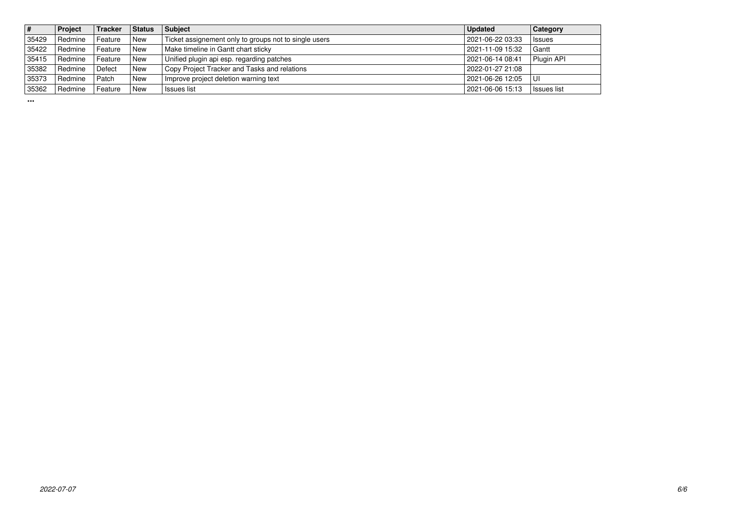| # | Project | Tracker | Status | Subject | Updated | Category |
|---|---|---|---|---|---|---|
| 35429 | Redmine | Feature | New | Ticket assignement only to groups not to single users | 2021-06-22 03:33 | Issues |
| 35422 | Redmine | Feature | New | Make timeline in Gantt chart sticky | 2021-11-09 15:32 | Gantt |
| 35415 | Redmine | Feature | New | Unified plugin api esp. regarding patches | 2021-06-14 08:41 | Plugin API |
| 35382 | Redmine | Defect | New | Copy Project Tracker and Tasks and relations | 2022-01-27 21:08 | |
| 35373 | Redmine | Patch | New | Improve project deletion warning text | 2021-06-26 12:05 | UI |
| 35362 | Redmine | Feature | New | Issues list | 2021-06-06 15:13 | Issues list |

...